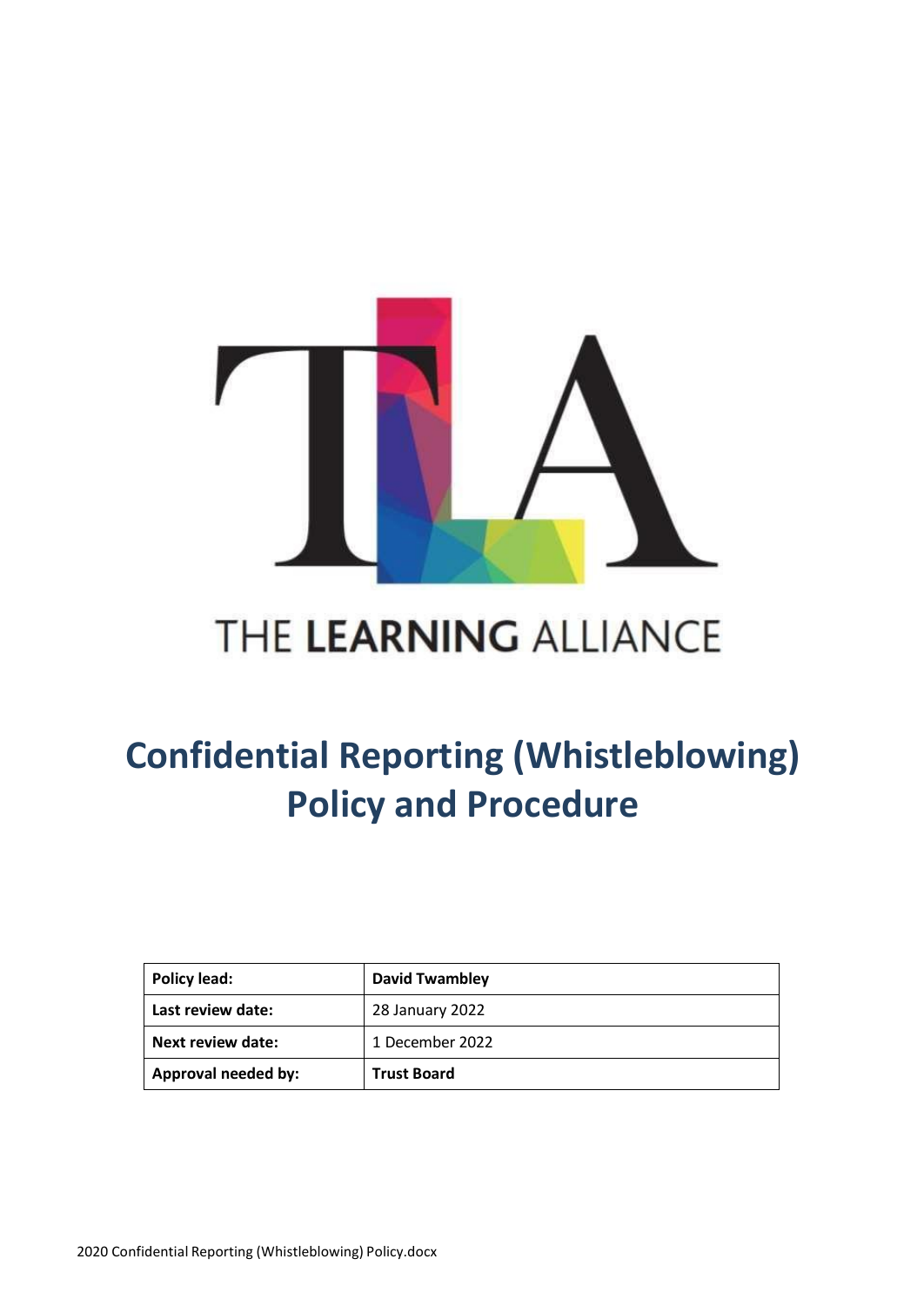THE LEARNING ALLIANCE

# Confidential Reporting (Whistleblowing) Policy and Procedure

| Policy lead: | **David Twambley** |
|---|---|
| **Last review date:** | 28 January 2022 |
| **Next review date:** | 1 December 2022 |
| **Approval needed by:** | **Trust Board** |

2020 Confidential Reporting (Whistleblowing) Policy.docx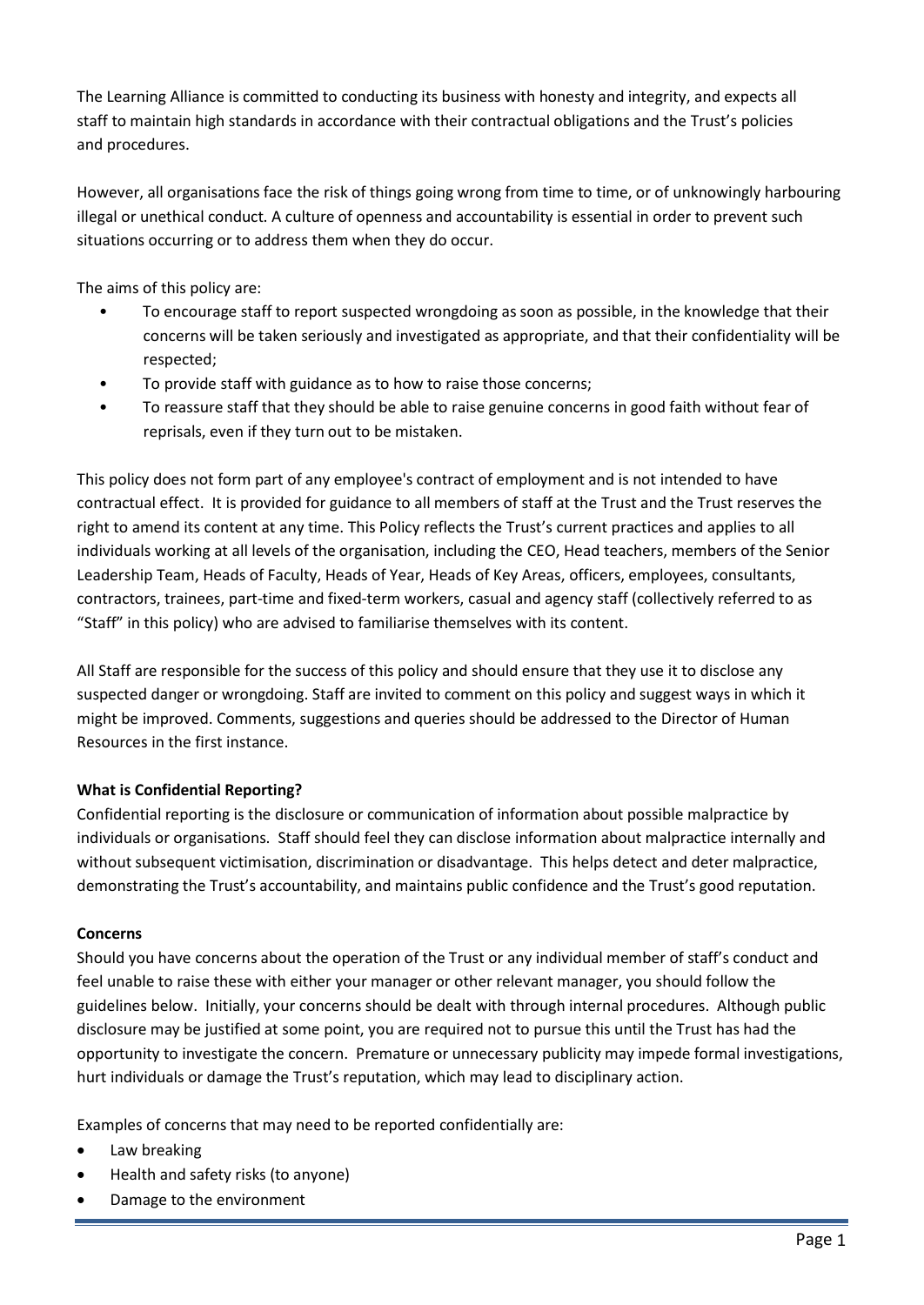The Learning Alliance is committed to conducting its business with honesty and integrity, and expects all staff to maintain high standards in accordance with their contractual obligations and the Trust's policies and procedures.

However, all organisations face the risk of things going wrong from time to time, or of unknowingly harbouring illegal or unethical conduct. A culture of openness and accountability is essential in order to prevent such situations occurring or to address them when they do occur.

The aims of this policy are:

- To encourage staff to report suspected wrongdoing as soon as possible, in the knowledge that their concerns will be taken seriously and investigated as appropriate, and that their confidentiality will be respected;
- To provide staff with guidance as to how to raise those concerns;
- To reassure staff that they should be able to raise genuine concerns in good faith without fear of reprisals, even if they turn out to be mistaken.

This policy does not form part of any employee's contract of employment and is not intended to have contractual effect. It is provided for guidance to all members of staff at the Trust and the Trust reserves the right to amend its content at any time. This Policy reflects the Trust's current practices and applies to all individuals working at all levels of the organisation, including the CEO, Head teachers, members of the Senior Leadership Team, Heads of Faculty, Heads of Year, Heads of Key Areas, officers, employees, consultants, contractors, trainees, part-time and fixed-term workers, casual and agency staff (collectively referred to as "Staff" in this policy) who are advised to familiarise themselves with its content.

All Staff are responsible for the success of this policy and should ensure that they use it to disclose any suspected danger or wrongdoing. Staff are invited to comment on this policy and suggest ways in which it might be improved. Comments, suggestions and queries should be addressed to the Director of Human Resources in the first instance.

**What is Confidential Reporting?**

Confidential reporting is the disclosure or communication of information about possible malpractice by individuals or organisations. Staff should feel they can disclose information about malpractice internally and without subsequent victimisation, discrimination or disadvantage. This helps detect and deter malpractice, demonstrating the Trust's accountability, and maintains public confidence and the Trust's good reputation.

**Concerns**

Should you have concerns about the operation of the Trust or any individual member of staff's conduct and feel unable to raise these with either your manager or other relevant manager, you should follow the guidelines below. Initially, your concerns should be dealt with through internal procedures. Although public disclosure may be justified at some point, you are required not to pursue this until the Trust has had the opportunity to investigate the concern. Premature or unnecessary publicity may impede formal investigations, hurt individuals or damage the Trust's reputation, which may lead to disciplinary action.

Examples of concerns that may need to be reported confidentially are:

- Law breaking
- Health and safety risks (to anyone)
- Damage to the environment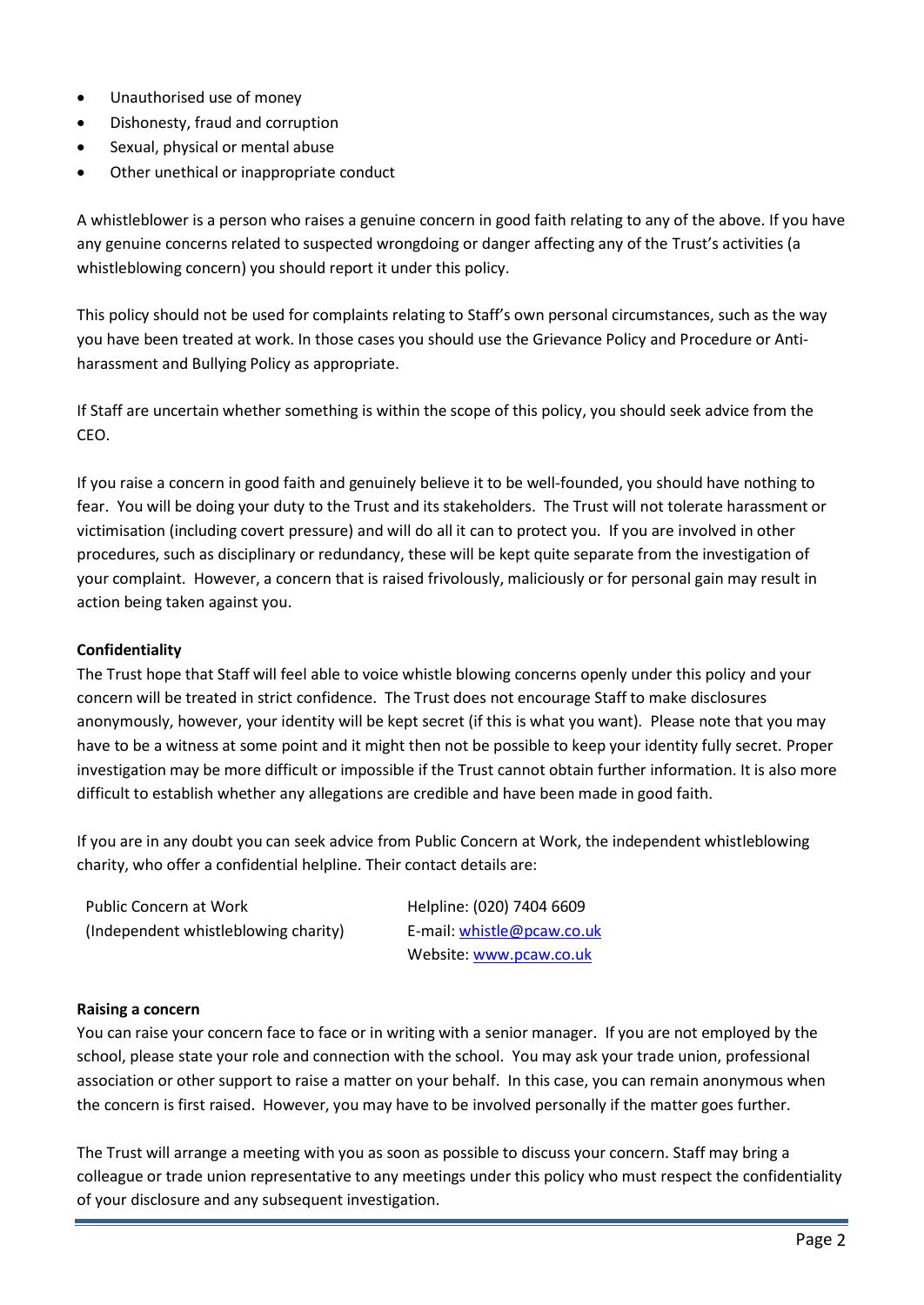- Unauthorised use of money
- Dishonesty, fraud and corruption
- Sexual, physical or mental abuse
- Other unethical or inappropriate conduct

A whistleblower is a person who raises a genuine concern in good faith relating to any of the above. If you have any genuine concerns related to suspected wrongdoing or danger affecting any of the Trust's activities (a whistleblowing concern) you should report it under this policy.

This policy should not be used for complaints relating to Staff's own personal circumstances, such as the way you have been treated at work. In those cases you should use the Grievance Policy and Procedure or Anti-harassment and Bullying Policy as appropriate.

If Staff are uncertain whether something is within the scope of this policy, you should seek advice from the CEO.

If you raise a concern in good faith and genuinely believe it to be well-founded, you should have nothing to fear. You will be doing your duty to the Trust and its stakeholders. The Trust will not tolerate harassment or victimisation (including covert pressure) and will do all it can to protect you. If you are involved in other procedures, such as disciplinary or redundancy, these will be kept quite separate from the investigation of your complaint. However, a concern that is raised frivolously, maliciously or for personal gain may result in action being taken against you.

**Confidentiality**

The Trust hope that Staff will feel able to voice whistle blowing concerns openly under this policy and your concern will be treated in strict confidence. The Trust does not encourage Staff to make disclosures anonymously, however, your identity will be kept secret (if this is what you want). Please note that you may have to be a witness at some point and it might then not be possible to keep your identity fully secret. Proper investigation may be more difficult or impossible if the Trust cannot obtain further information. It is also more difficult to establish whether any allegations are credible and have been made in good faith.

If you are in any doubt you can seek advice from Public Concern at Work, the independent whistleblowing charity, who offer a confidential helpline. Their contact details are:

Public Concern at Work
(Independent whistleblowing charity)

Helpline: (020) 7404 6609
E-mail: whistle@pcaw.co.uk
Website: www.pcaw.co.uk

**Raising a concern**

You can raise your concern face to face or in writing with a senior manager. If you are not employed by the school, please state your role and connection with the school. You may ask your trade union, professional association or other support to raise a matter on your behalf. In this case, you can remain anonymous when the concern is first raised. However, you may have to be involved personally if the matter goes further.

The Trust will arrange a meeting with you as soon as possible to discuss your concern. Staff may bring a colleague or trade union representative to any meetings under this policy who must respect the confidentiality of your disclosure and any subsequent investigation.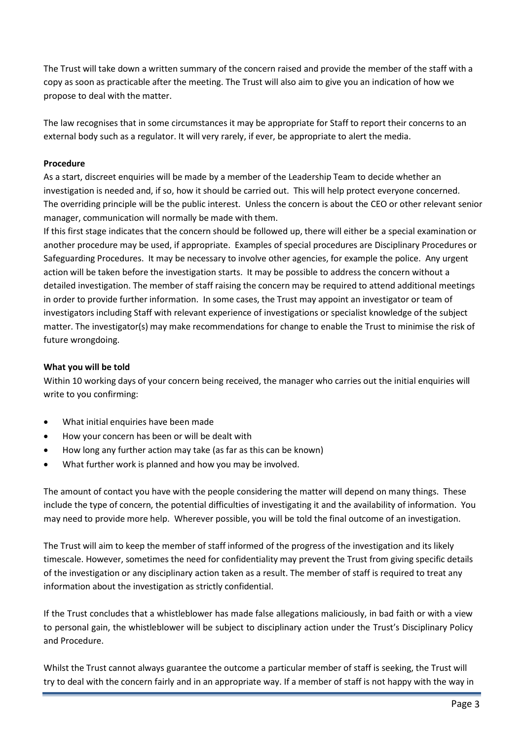The Trust will take down a written summary of the concern raised and provide the member of the staff with a copy as soon as practicable after the meeting. The Trust will also aim to give you an indication of how we propose to deal with the matter.

The law recognises that in some circumstances it may be appropriate for Staff to report their concerns to an external body such as a regulator. It will very rarely, if ever, be appropriate to alert the media.

**Procedure**

As a start, discreet enquiries will be made by a member of the Leadership Team to decide whether an investigation is needed and, if so, how it should be carried out. This will help protect everyone concerned. The overriding principle will be the public interest. Unless the concern is about the CEO or other relevant senior manager, communication will normally be made with them.

If this first stage indicates that the concern should be followed up, there will either be a special examination or another procedure may be used, if appropriate. Examples of special procedures are Disciplinary Procedures or Safeguarding Procedures. It may be necessary to involve other agencies, for example the police. Any urgent action will be taken before the investigation starts. It may be possible to address the concern without a detailed investigation. The member of staff raising the concern may be required to attend additional meetings in order to provide further information. In some cases, the Trust may appoint an investigator or team of investigators including Staff with relevant experience of investigations or specialist knowledge of the subject matter. The investigator(s) may make recommendations for change to enable the Trust to minimise the risk of future wrongdoing.

**What you will be told**

Within 10 working days of your concern being received, the manager who carries out the initial enquiries will write to you confirming:

- What initial enquiries have been made
- How your concern has been or will be dealt with
- How long any further action may take (as far as this can be known)
- What further work is planned and how you may be involved.

The amount of contact you have with the people considering the matter will depend on many things. These include the type of concern, the potential difficulties of investigating it and the availability of information. You may need to provide more help. Wherever possible, you will be told the final outcome of an investigation.

The Trust will aim to keep the member of staff informed of the progress of the investigation and its likely timescale. However, sometimes the need for confidentiality may prevent the Trust from giving specific details of the investigation or any disciplinary action taken as a result. The member of staff is required to treat any information about the investigation as strictly confidential.

If the Trust concludes that a whistleblower has made false allegations maliciously, in bad faith or with a view to personal gain, the whistleblower will be subject to disciplinary action under the Trust's Disciplinary Policy and Procedure.

Whilst the Trust cannot always guarantee the outcome a particular member of staff is seeking, the Trust will try to deal with the concern fairly and in an appropriate way. If a member of staff is not happy with the way in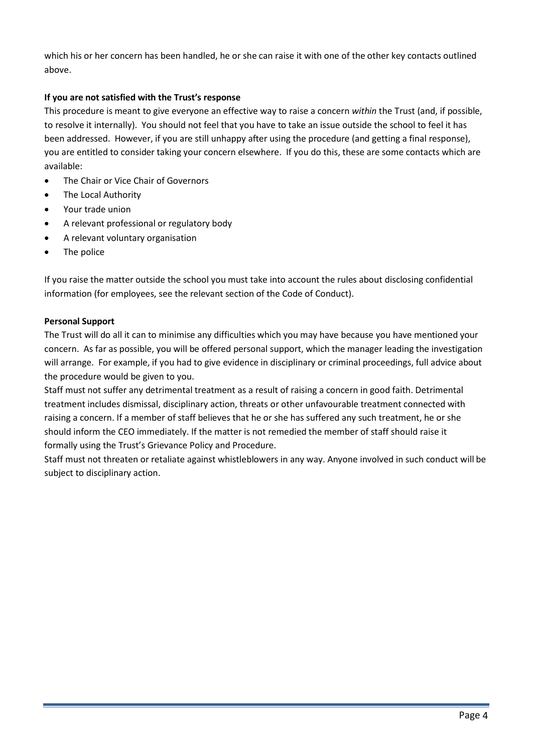which his or her concern has been handled, he or she can raise it with one of the other key contacts outlined above.

**If you are not satisfied with the Trust's response**

This procedure is meant to give everyone an effective way to raise a concern *within* the Trust (and, if possible, to resolve it internally). You should not feel that you have to take an issue outside the school to feel it has been addressed. However, if you are still unhappy after using the procedure (and getting a final response), you are entitled to consider taking your concern elsewhere. If you do this, these are some contacts which are available:

- The Chair or Vice Chair of Governors
- The Local Authority
- Your trade union
- A relevant professional or regulatory body
- A relevant voluntary organisation
- The police

If you raise the matter outside the school you must take into account the rules about disclosing confidential information (for employees, see the relevant section of the Code of Conduct).

**Personal Support**

The Trust will do all it can to minimise any difficulties which you may have because you have mentioned your concern. As far as possible, you will be offered personal support, which the manager leading the investigation will arrange. For example, if you had to give evidence in disciplinary or criminal proceedings, full advice about the procedure would be given to you.

Staff must not suffer any detrimental treatment as a result of raising a concern in good faith. Detrimental treatment includes dismissal, disciplinary action, threats or other unfavourable treatment connected with raising a concern. If a member of staff believes that he or she has suffered any such treatment, he or she should inform the CEO immediately. If the matter is not remedied the member of staff should raise it formally using the Trust's Grievance Policy and Procedure.

Staff must not threaten or retaliate against whistleblowers in any way. Anyone involved in such conduct will be subject to disciplinary action.